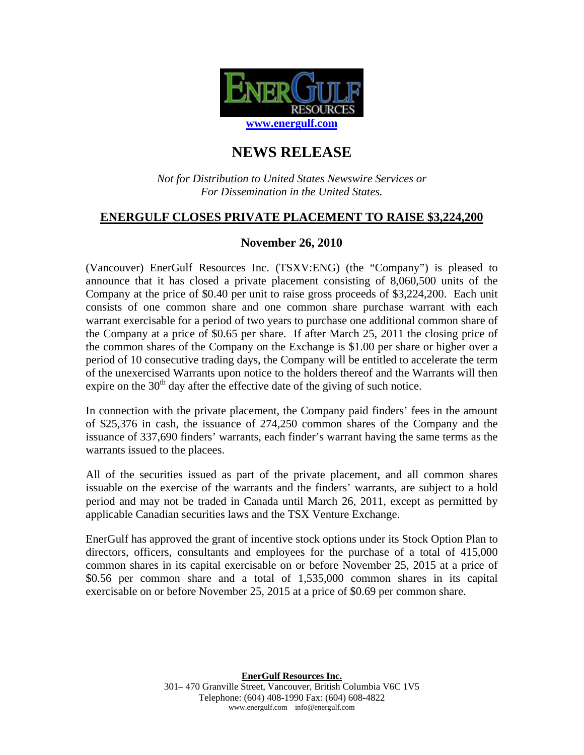ENERGULF RESOURCES

www.energulf.com

# NEWS RELEASE

*Not for Distribution to United States Newswire Services or For Dissemination in the United States.*

## ENERGULF CLOSES PRIVATE PLACEMENT TO RAISE $3,224,200

### November 26, 2010

(Vancouver) EnerGulf Resources Inc. (TSXV:ENG) (the "Company") is pleased to announce that it has closed a private placement consisting of 8,060,500 units of the Company at the price of $0.40 per unit to raise gross proceeds of $3,224,200. Each unit consists of one common share and one common share purchase warrant with each warrant exercisable for a period of two years to purchase one additional common share of the Company at a price of $0.65 per share. If after March 25, 2011 the closing price of the common shares of the Company on the Exchange is $1.00 per share or higher over a period of 10 consecutive trading days, the Company will be entitled to accelerate the term of the unexercised Warrants upon notice to the holders thereof and the Warrants will then expire on the 30th day after the effective date of the giving of such notice.

In connection with the private placement, the Company paid finders' fees in the amount of $25,376 in cash, the issuance of 274,250 common shares of the Company and the issuance of 337,690 finders' warrants, each finder's warrant having the same terms as the warrants issued to the placees.

All of the securities issued as part of the private placement, and all common shares issuable on the exercise of the warrants and the finders' warrants, are subject to a hold period and may not be traded in Canada until March 26, 2011, except as permitted by applicable Canadian securities laws and the TSX Venture Exchange.

EnerGulf has approved the grant of incentive stock options under its Stock Option Plan to directors, officers, consultants and employees for the purchase of a total of 415,000 common shares in its capital exercisable on or before November 25, 2015 at a price of $0.56 per common share and a total of 1,535,000 common shares in its capital exercisable on or before November 25, 2015 at a price of $0.69 per common share.

**EnerGulf Resources Inc.**
301– 470 Granville Street, Vancouver, British Columbia V6C 1V5
Telephone: (604) 408-1990 Fax: (604) 608-4822
www.energulf.com info@energulf.com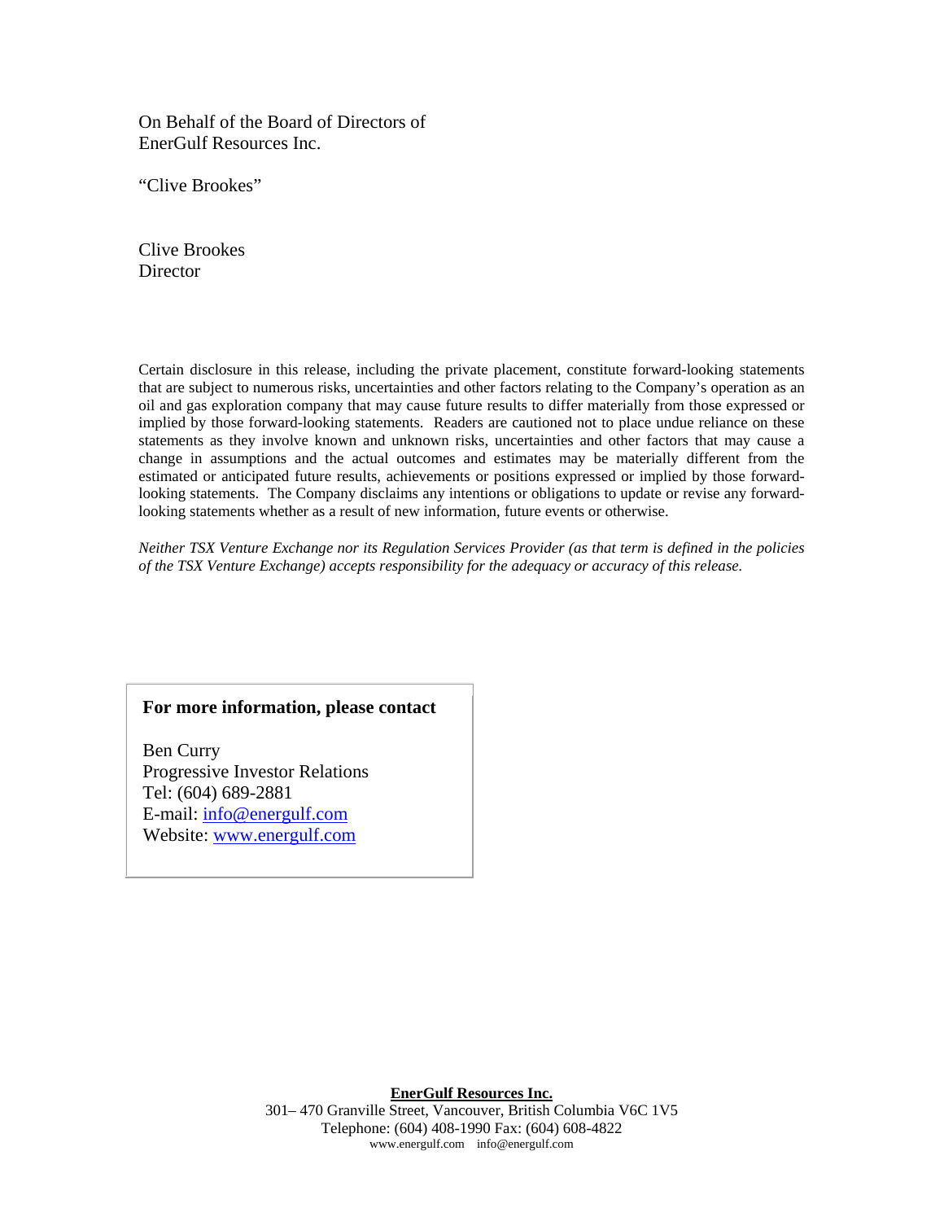On Behalf of the Board of Directors of
EnerGulf Resources Inc.

"Clive Brookes"

Clive Brookes
Director

Certain disclosure in this release, including the private placement, constitute forward-looking statements that are subject to numerous risks, uncertainties and other factors relating to the Company's operation as an oil and gas exploration company that may cause future results to differ materially from those expressed or implied by those forward-looking statements. Readers are cautioned not to place undue reliance on these statements as they involve known and unknown risks, uncertainties and other factors that may cause a change in assumptions and the actual outcomes and estimates may be materially different from the estimated or anticipated future results, achievements or positions expressed or implied by those forward-looking statements. The Company disclaims any intentions or obligations to update or revise any forward-looking statements whether as a result of new information, future events or otherwise.

*Neither TSX Venture Exchange nor its Regulation Services Provider (as that term is defined in the policies of the TSX Venture Exchange) accepts responsibility for the adequacy or accuracy of this release.*

**For more information, please contact**

Ben Curry
Progressive Investor Relations
Tel: (604) 689-2881
E-mail: info@energulf.com
Website: www.energulf.com

**EnerGulf Resources Inc.**
301– 470 Granville Street, Vancouver, British Columbia V6C 1V5
Telephone: (604) 408-1990 Fax: (604) 608-4822
www.energulf.com info@energulf.com